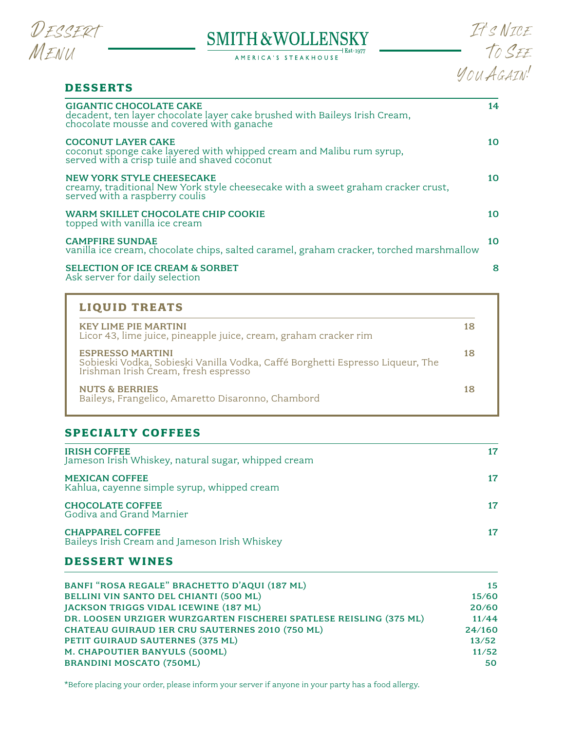Dessert Menu

# SMITH & WOLLENSKY

AMERICA'S STEAKHOUSE Est. 1977

It's Nice To See You Again!

## DESSERTS

**GIGANTIC CHOCOLATE CAKE** — 14
decadent, ten layer chocolate layer cake brushed with Baileys Irish Cream, chocolate mousse and covered with ganache

**COCONUT LAYER CAKE** — 10
coconut sponge cake layered with whipped cream and Malibu rum syrup, served with a crisp tuile and shaved coconut

**NEW YORK STYLE CHEESECAKE** — 10
creamy, traditional New York style cheesecake with a sweet graham cracker crust, served with a raspberry coulis

**WARM SKILLET CHOCOLATE CHIP COOKIE** — 10
topped with vanilla ice cream

**CAMPFIRE SUNDAE** — 10
vanilla ice cream, chocolate chips, salted caramel, graham cracker, torched marshmallow

**SELECTION OF ICE CREAM & SORBET** — 8
Ask server for daily selection

## LIQUID TREATS

**KEY LIME PIE MARTINI** — 18
Licor 43, lime juice, pineapple juice, cream, graham cracker rim

**ESPRESSO MARTINI** — 18
Sobieski Vodka, Sobieski Vanilla Vodka, Caffé Borghetti Espresso Liqueur, The Irishman Irish Cream, fresh espresso

**NUTS & BERRIES** — 18
Baileys, Frangelico, Amaretto Disaronno, Chambord

## SPECIALTY COFFEES

**IRISH COFFEE** — 17
Jameson Irish Whiskey, natural sugar, whipped cream

**MEXICAN COFFEE** — 17
Kahlua, cayenne simple syrup, whipped cream

**CHOCOLATE COFFEE** — 17
Godiva and Grand Marnier

**CHAPPAREL COFFEE** — 17
Baileys Irish Cream and Jameson Irish Whiskey

## DESSERT WINES

| Wine | Price |
|---|---|
| BANFI "ROSA REGALE" BRACHETTO D'AQUI (187 ML) | 15 |
| BELLINI VIN SANTO DEL CHIANTI (500 ML) | 15/60 |
| JACKSON TRIGGS VIDAL ICEWINE (187 ML) | 20/60 |
| DR. LOOSEN URZIGER WURZGARTEN FISCHEREI SPATLESE REISLING (375 ML) | 11/44 |
| CHATEAU GUIRAUD 1ER CRU SAUTERNES 2010 (750 ML) | 24/160 |
| PETIT GUIRAUD SAUTERNES (375 ML) | 13/52 |
| M. CHAPOUTIER BANYULS (500ML) | 11/52 |
| BRANDINI MOSCATO (750ML) | 50 |

*Before placing your order, please inform your server if anyone in your party has a food allergy.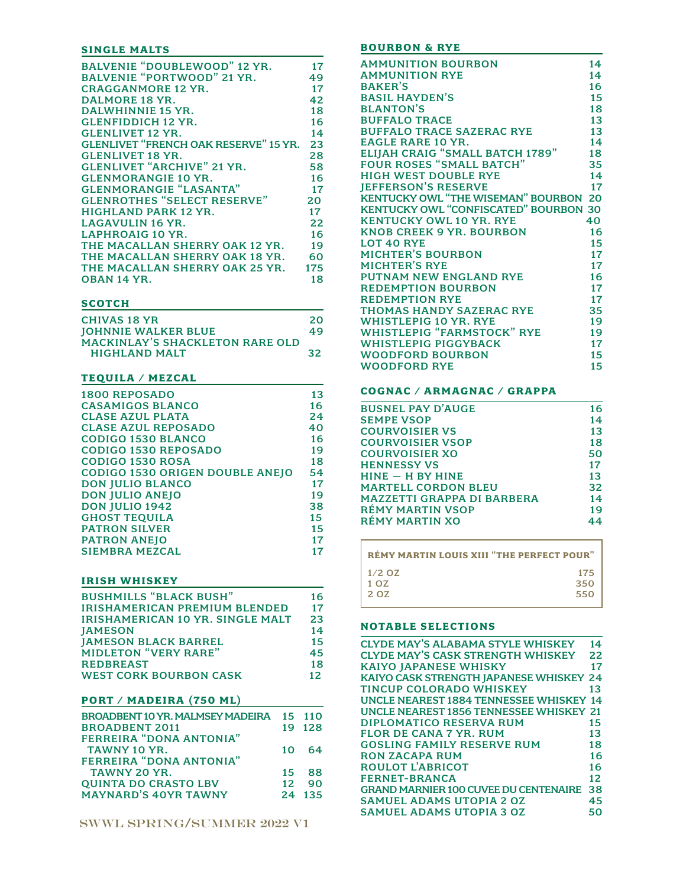## SINGLE MALTS

| | |
|---|---|
| BALVENIE "DOUBLEWOOD" 12 YR. | 17 |
| BALVENIE "PORTWOOD" 21 YR. | 49 |
| CRAGGANMORE 12 YR. | 17 |
| DALMORE 18 YR. | 42 |
| DALWHINNIE 15 YR. | 18 |
| GLENFIDDICH 12 YR. | 16 |
| GLENLIVET 12 YR. | 14 |
| GLENLIVET "FRENCH OAK RESERVE" 15 YR. | 23 |
| GLENLIVET 18 YR. | 28 |
| GLENLIVET "ARCHIVE" 21 YR. | 58 |
| GLENMORANGIE 10 YR. | 16 |
| GLENMORANGIE "LASANTA" | 17 |
| GLENROTHES "SELECT RESERVE" | 20 |
| HIGHLAND PARK 12 YR. | 17 |
| LAGAVULIN 16 YR. | 22 |
| LAPHROAIG 10 YR. | 16 |
| THE MACALLAN SHERRY OAK 12 YR. | 19 |
| THE MACALLAN SHERRY OAK 18 YR. | 60 |
| THE MACALLAN SHERRY OAK 25 YR. | 175 |
| OBAN 14 YR. | 18 |

## SCOTCH

| | |
|---|---|
| CHIVAS 18 YR | 20 |
| JOHNNIE WALKER BLUE | 49 |
| MACKINLAY'S SHACKLETON RARE OLD HIGHLAND MALT | 32 |

## TEQUILA / MEZCAL

| | |
|---|---|
| 1800 REPOSADO | 13 |
| CASAMIGOS BLANCO | 16 |
| CLASE AZUL PLATA | 24 |
| CLASE AZUL REPOSADO | 40 |
| CODIGO 1530 BLANCO | 16 |
| CODIGO 1530 REPOSADO | 19 |
| CODIGO 1530 ROSA | 18 |
| CODIGO 1530 ORIGEN DOUBLE ANEJO | 54 |
| DON JULIO BLANCO | 17 |
| DON JULIO ANEJO | 19 |
| DON JULIO 1942 | 38 |
| GHOST TEQUILA | 15 |
| PATRON SILVER | 15 |
| PATRON ANEJO | 17 |
| SIEMBRA MEZCAL | 17 |

## IRISH WHISKEY

| | |
|---|---|
| BUSHMILLS "BLACK BUSH" | 16 |
| IRISHAMERICAN PREMIUM BLENDED | 17 |
| IRISHAMERICAN 10 YR. SINGLE MALT | 23 |
| JAMESON | 14 |
| JAMESON BLACK BARREL | 15 |
| MIDLETON "VERY RARE" | 45 |
| REDBREAST | 18 |
| WEST CORK BOURBON CASK | 12 |

## PORT / MADEIRA (750 ML)

| | | |
|---|---|---|
| BROADBENT 10 YR. MALMSEY MADEIRA | 15 | 110 |
| BROADBENT 2011 | 19 | 128 |
| FERREIRA "DONA ANTONIA" TAWNY 10 YR. | 10 | 64 |
| FERREIRA "DONA ANTONIA" TAWNY 20 YR. | 15 | 88 |
| QUINTA DO CRASTO LBV | 12 | 90 |
| MAYNARD'S 40YR TAWNY | 24 | 135 |

## BOURBON & RYE

| | |
|---|---|
| AMMUNITION BOURBON | 14 |
| AMMUNITION RYE | 14 |
| BAKER'S | 16 |
| BASIL HAYDEN'S | 15 |
| BLANTON'S | 18 |
| BUFFALO TRACE | 13 |
| BUFFALO TRACE SAZERAC RYE | 13 |
| EAGLE RARE 10 YR. | 14 |
| ELIJAH CRAIG "SMALL BATCH 1789" | 18 |
| FOUR ROSES "SMALL BATCH" | 35 |
| HIGH WEST DOUBLE RYE | 14 |
| JEFFERSON'S RESERVE | 17 |
| KENTUCKY OWL "THE WISEMAN" BOURBON | 20 |
| KENTUCKY OWL "CONFISCATED" BOURBON | 30 |
| KENTUCKY OWL 10 YR. RYE | 40 |
| KNOB CREEK 9 YR. BOURBON | 16 |
| LOT 40 RYE | 15 |
| MICHTER'S BOURBON | 17 |
| MICHTER'S RYE | 17 |
| PUTNAM NEW ENGLAND RYE | 16 |
| REDEMPTION BOURBON | 17 |
| REDEMPTION RYE | 17 |
| THOMAS HANDY SAZERAC RYE | 35 |
| WHISTLEPIG 10 YR. RYE | 19 |
| WHISTLEPIG "FARMSTOCK" RYE | 19 |
| WHISTLEPIG PIGGYBACK | 17 |
| WOODFORD BOURBON | 15 |
| WOODFORD RYE | 15 |

## COGNAC / ARMAGNAC / GRAPPA

| | |
|---|---|
| BUSNEL PAY D'AUGE | 16 |
| SEMPE VSOP | 14 |
| COURVOISIER VS | 13 |
| COURVOISIER VSOP | 18 |
| COURVOISIER XO | 50 |
| HENNESSY VS | 17 |
| HINE — H BY HINE | 13 |
| MARTELL CORDON BLEU | 32 |
| MAZZETTI GRAPPA DI BARBERA | 14 |
| RÉMY MARTIN VSOP | 19 |
| RÉMY MARTIN XO | 44 |

### RÉMY MARTIN LOUIS XIII "THE PERFECT POUR"

| | |
|---|---|
| 1/2 OZ | 175 |
| 1 OZ | 350 |
| 2 OZ | 550 |

## NOTABLE SELECTIONS

| | |
|---|---|
| CLYDE MAY'S ALABAMA STYLE WHISKEY | 14 |
| CLYDE MAY'S CASK STRENGTH WHISKEY | 22 |
| KAIYO JAPANESE WHISKY | 17 |
| KAIYO CASK STRENGTH JAPANESE WHISKEY | 24 |
| TINCUP COLORADO WHISKEY | 13 |
| UNCLE NEAREST 1884 TENNESSEE WHISKEY | 14 |
| UNCLE NEAREST 1856 TENNESSEE WHISKEY | 21 |
| DIPLOMATICO RESERVA RUM | 15 |
| FLOR DE CANA 7 YR. RUM | 13 |
| GOSLING FAMILY RESERVE RUM | 18 |
| RON ZACAPA RUM | 16 |
| ROULOT L'ABRICOT | 16 |
| FERNET-BRANCA | 12 |
| GRAND MARNIER 100 CUVEE DU CENTENAIRE | 38 |
| SAMUEL ADAMS UTOPIA 2 OZ | 45 |
| SAMUEL ADAMS UTOPIA 3 OZ | 50 |

SWWL SPRING/SUMMER 2022 V1